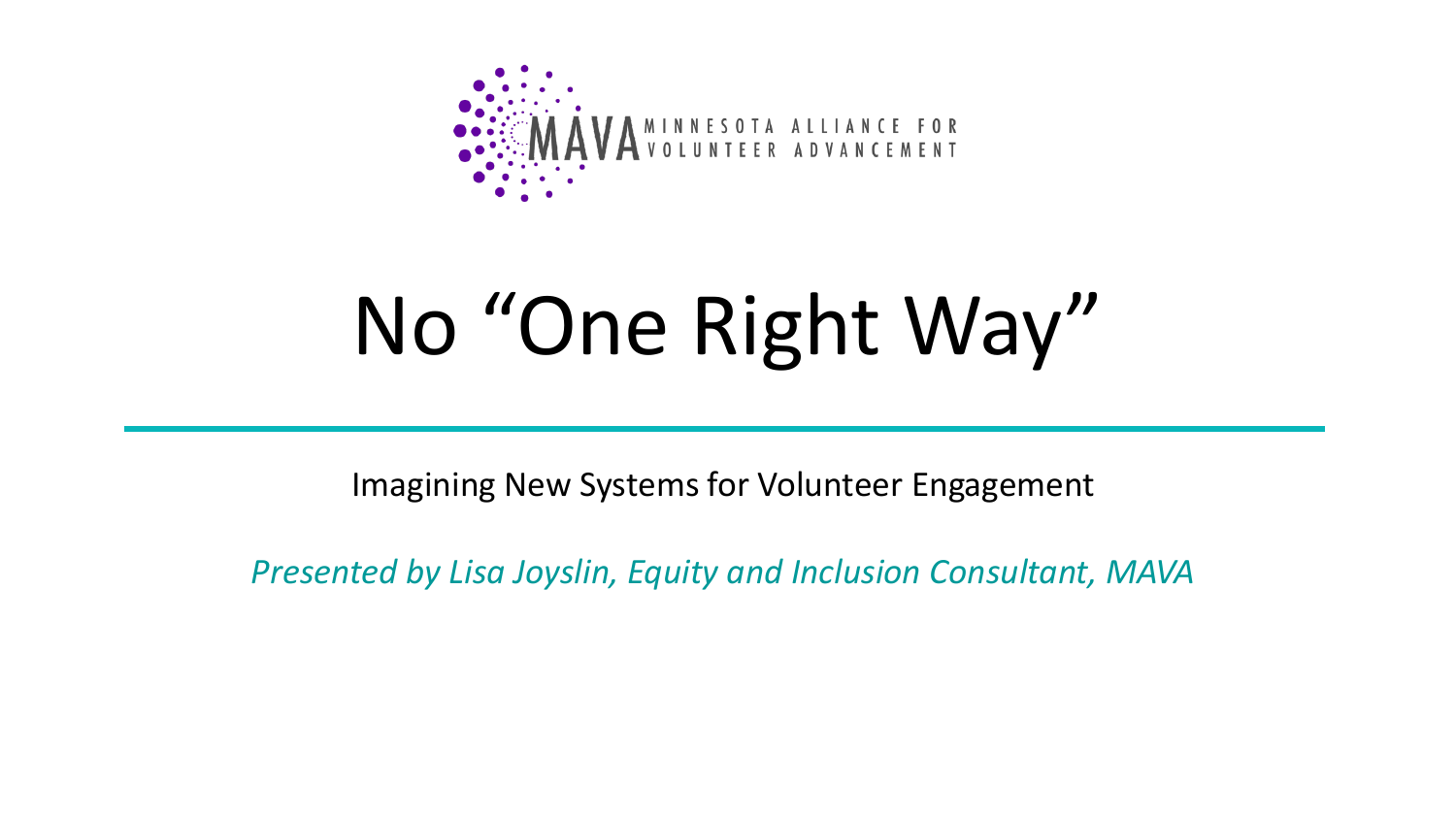MAVA MINNESOTA ALLIANCE FOR VOLUNTEER ADVANCEMENT

# No “One Right Way”

Imagining New Systems for Volunteer Engagement

*Presented by Lisa Joyslin, Equity and Inclusion Consultant, MAVA*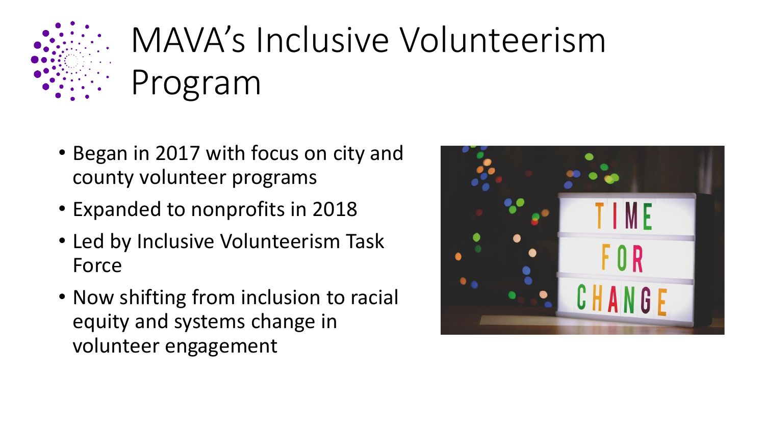# MAVA's Inclusive Volunteerism Program

- Began in 2017 with focus on city and county volunteer programs
- Expanded to nonprofits in 2018
- Led by Inclusive Volunteerism Task Force
- Now shifting from inclusion to racial equity and systems change in volunteer engagement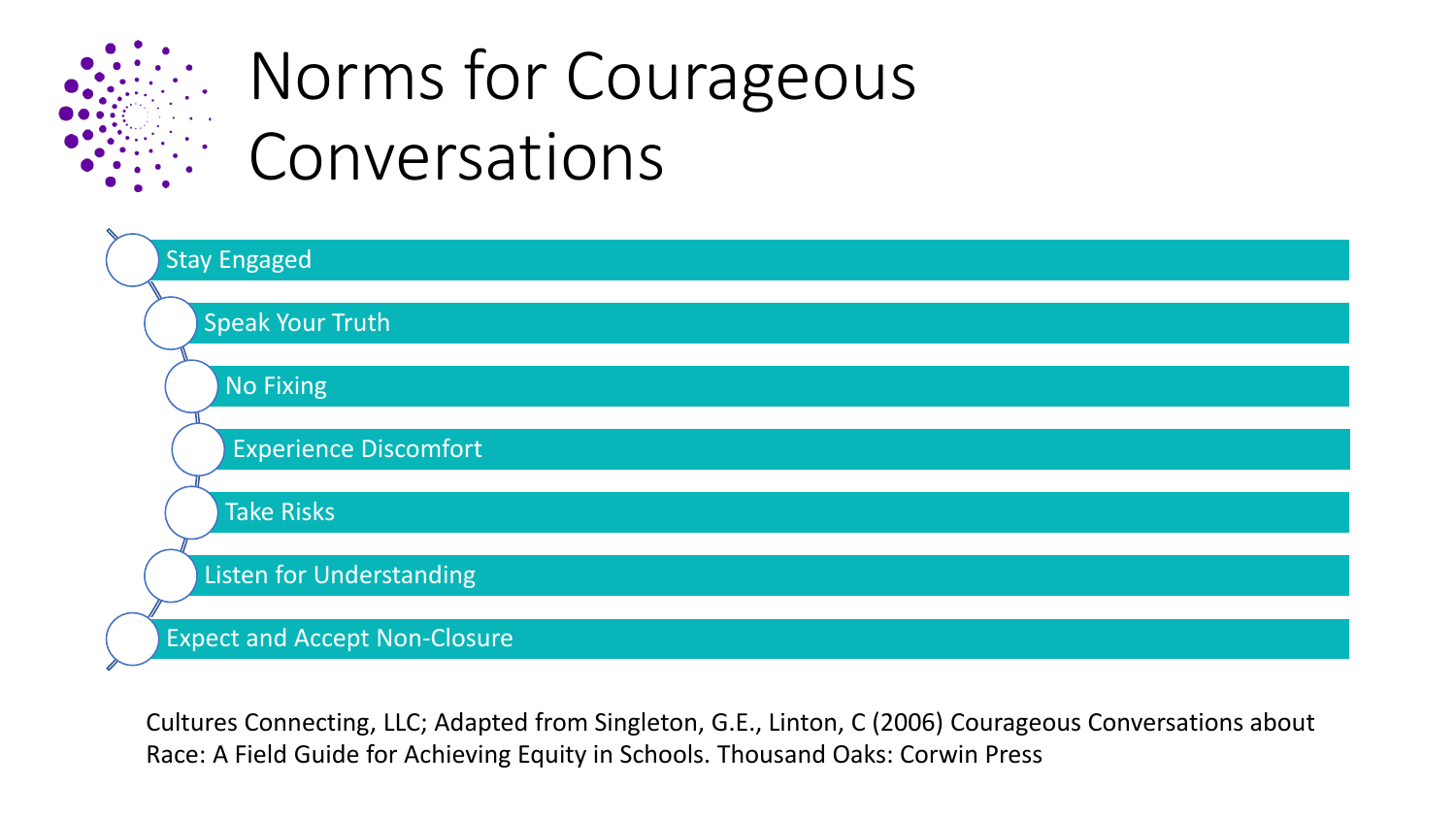# Norms for Courageous Conversations

- Stay Engaged
- Speak Your Truth
- No Fixing
- Experience Discomfort
- Take Risks
- Listen for Understanding
- Expect and Accept Non-Closure

Cultures Connecting, LLC; Adapted from Singleton, G.E., Linton, C (2006) Courageous Conversations about Race: A Field Guide for Achieving Equity in Schools. Thousand Oaks: Corwin Press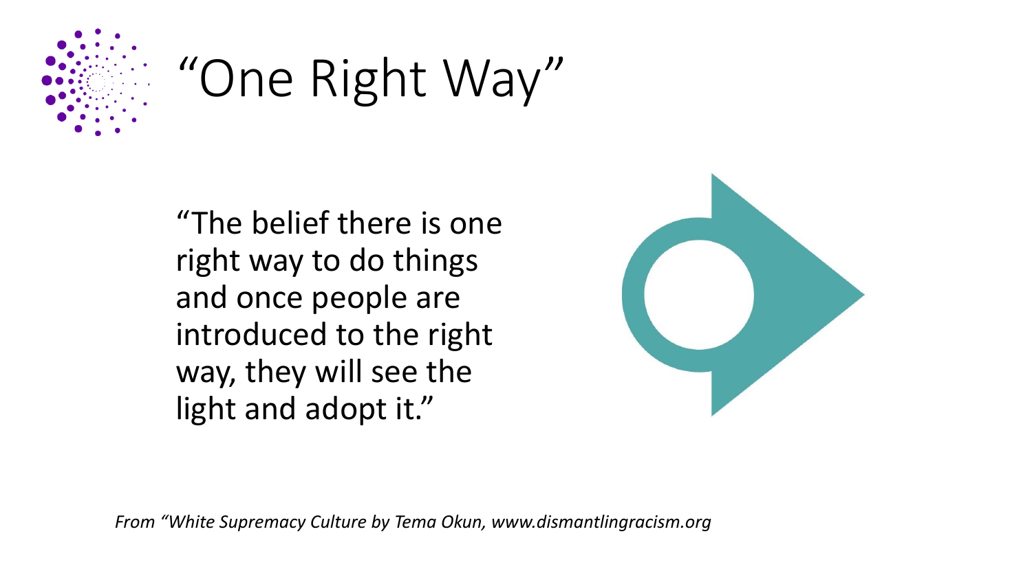# "One Right Way"

"The belief there is one right way to do things and once people are introduced to the right way, they will see the light and adopt it."

*From "White Supremacy Culture by Tema Okun, www.dismantlingracism.org*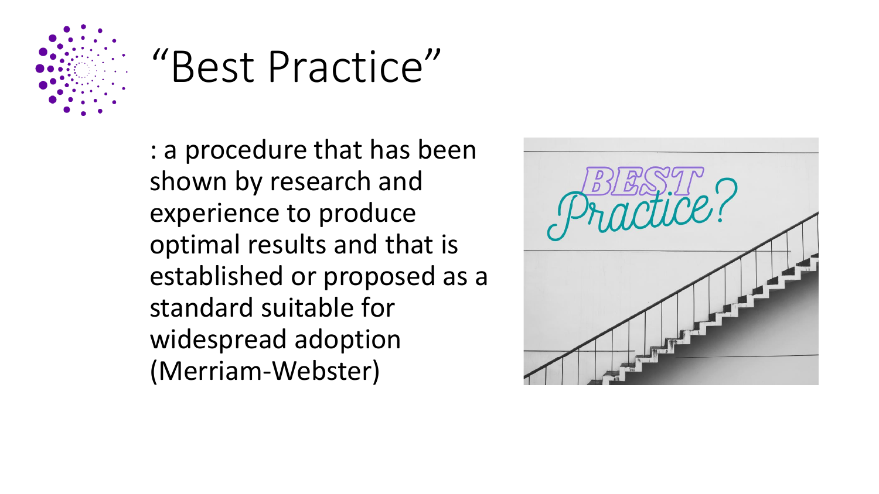# "Best Practice"

: a procedure that has been shown by research and experience to produce optimal results and that is established or proposed as a standard suitable for widespread adoption (Merriam-Webster)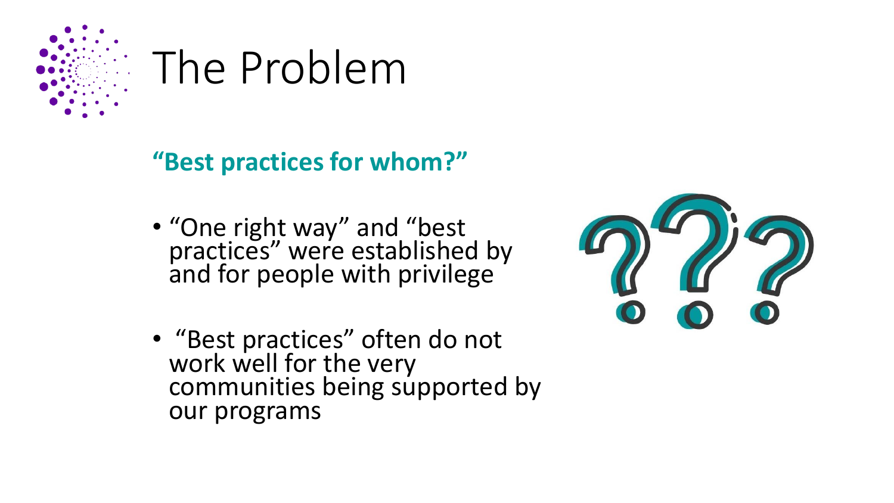# The Problem

**"Best practices for whom?"**

- "One right way" and "best practices" were established by and for people with privilege
- "Best practices" often do not work well for the very communities being supported by our programs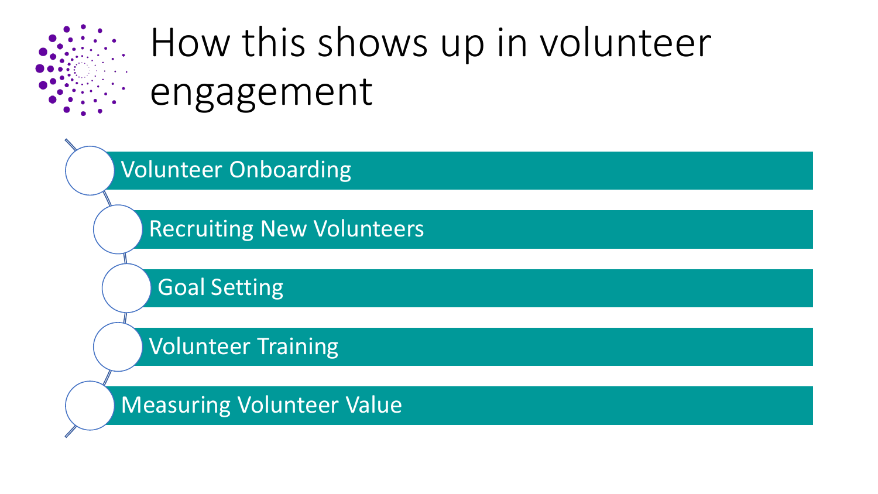# How this shows up in volunteer engagement

- Volunteer Onboarding
- Recruiting New Volunteers
- Goal Setting
- Volunteer Training
- Measuring Volunteer Value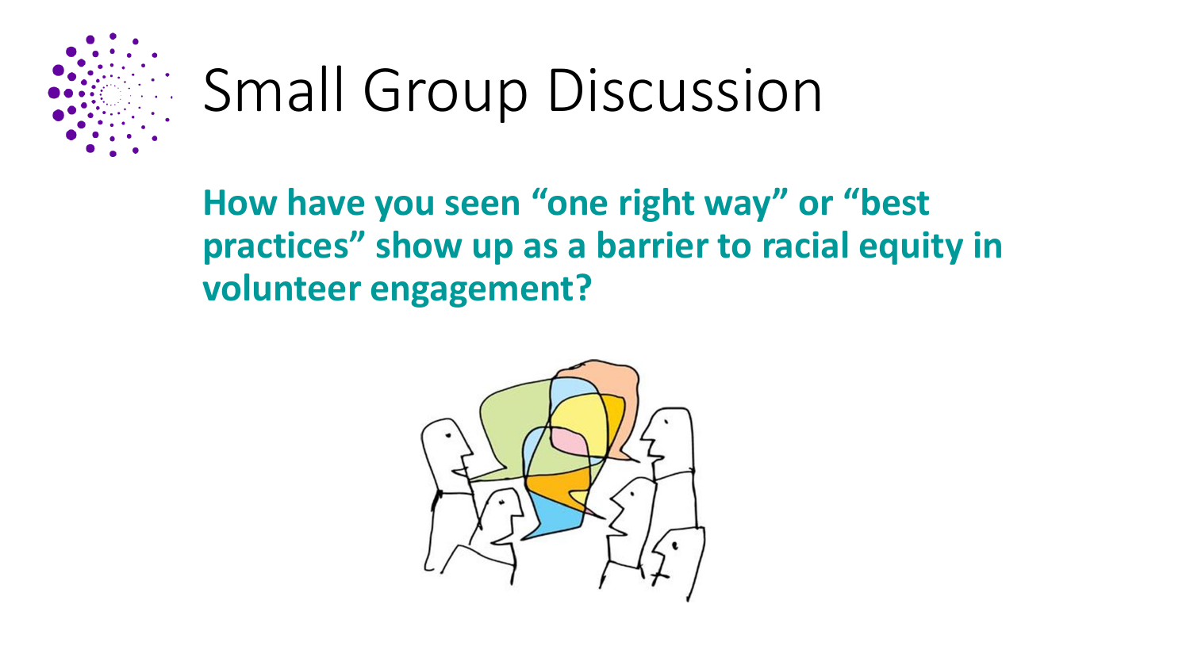# Small Group Discussion

**How have you seen "one right way" or "best practices" show up as a barrier to racial equity in volunteer engagement?**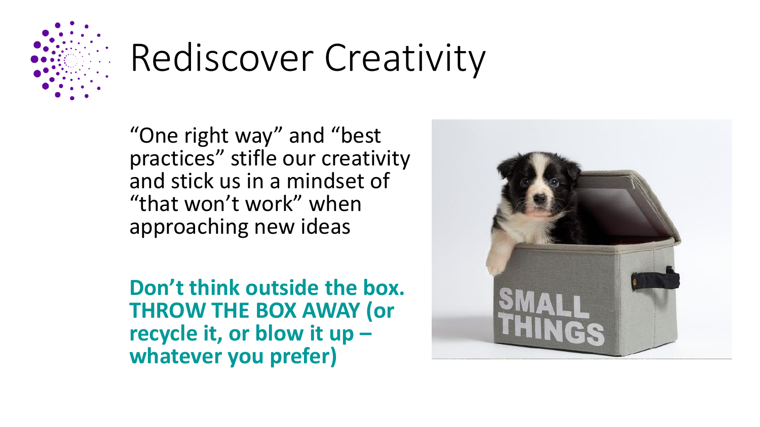# Rediscover Creativity

"One right way" and "best practices" stifle our creativity and stick us in a mindset of "that won't work" when approaching new ideas

**Don't think outside the box. THROW THE BOX AWAY (or recycle it, or blow it up – whatever you prefer)**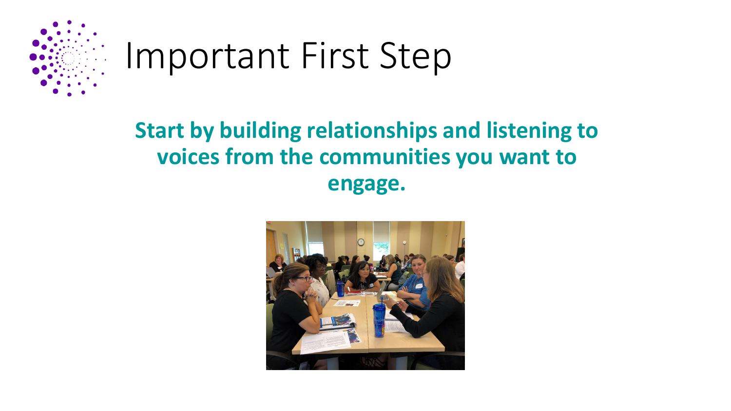# Important First Step

**Start by building relationships and listening to voices from the communities you want to engage.**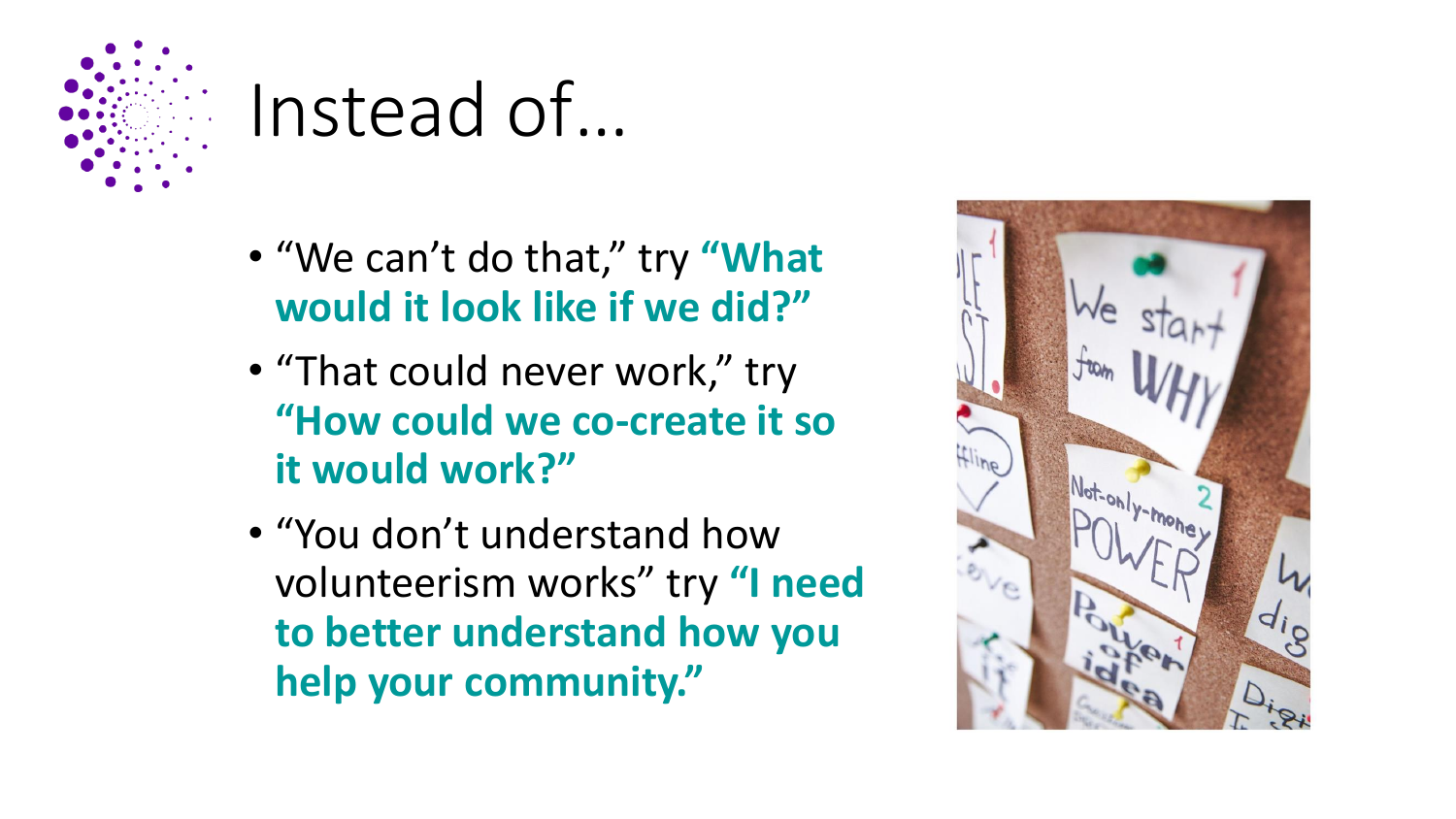# Instead of…

- "We can't do that," try **"What would it look like if we did?"**
- "That could never work," try **"How could we co-create it so it would work?"**
- "You don't understand how volunteerism works" try **"I need to better understand how you help your community."**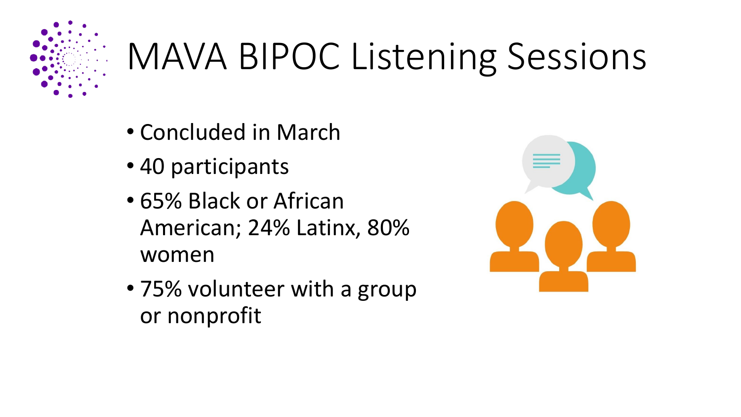# MAVA BIPOC Listening Sessions

- Concluded in March
- 40 participants
- 65% Black or African American; 24% Latinx, 80% women
- 75% volunteer with a group or nonprofit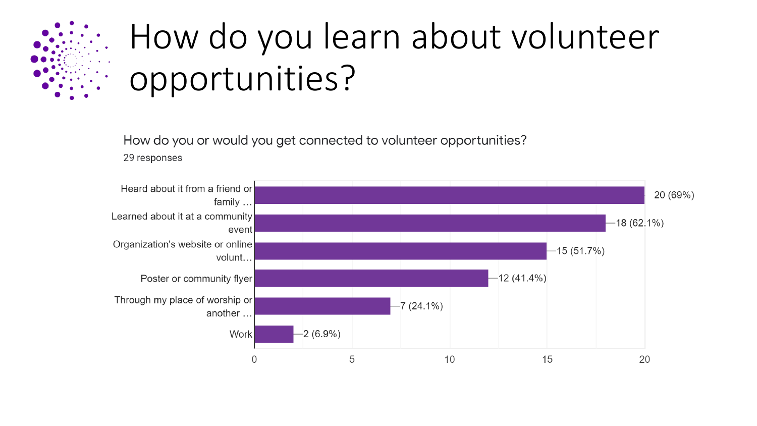# How do you learn about volunteer opportunities?

How do you or would you get connected to volunteer opportunities?

29 responses

| Response | Count (%) |
|---|---|
| Heard about it from a friend or family … | 20 (69%) |
| Learned about it at a community event | 18 (62.1%) |
| Organization's website or online volunt… | 15 (51.7%) |
| Poster or community flyer | 12 (41.4%) |
| Through my place of worship or another … | 7 (24.1%) |
| Work | 2 (6.9%) |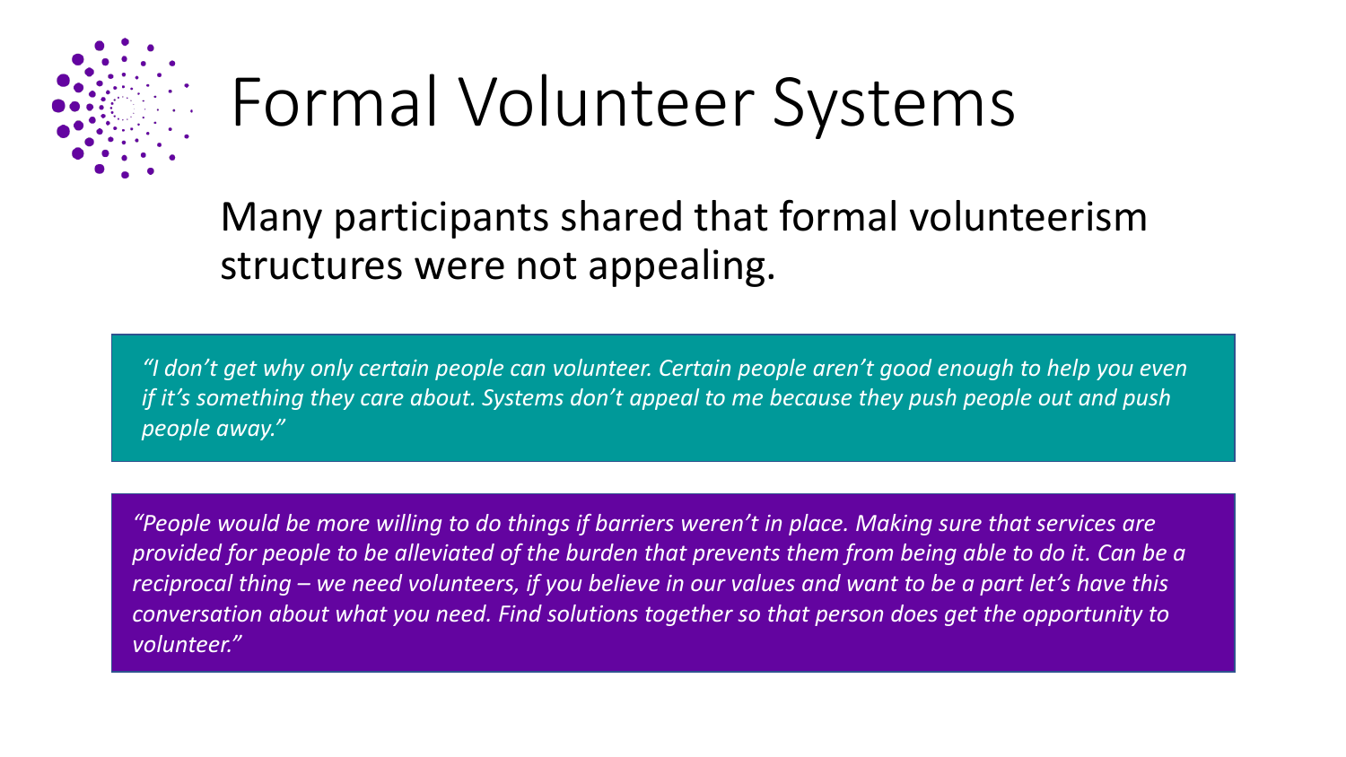# Formal Volunteer Systems

Many participants shared that formal volunteerism structures were not appealing.

*"I don't get why only certain people can volunteer. Certain people aren't good enough to help you even if it's something they care about. Systems don't appeal to me because they push people out and push people away."*

*"People would be more willing to do things if barriers weren't in place. Making sure that services are provided for people to be alleviated of the burden that prevents them from being able to do it. Can be a reciprocal thing – we need volunteers, if you believe in our values and want to be a part let's have this conversation about what you need. Find solutions together so that person does get the opportunity to volunteer."*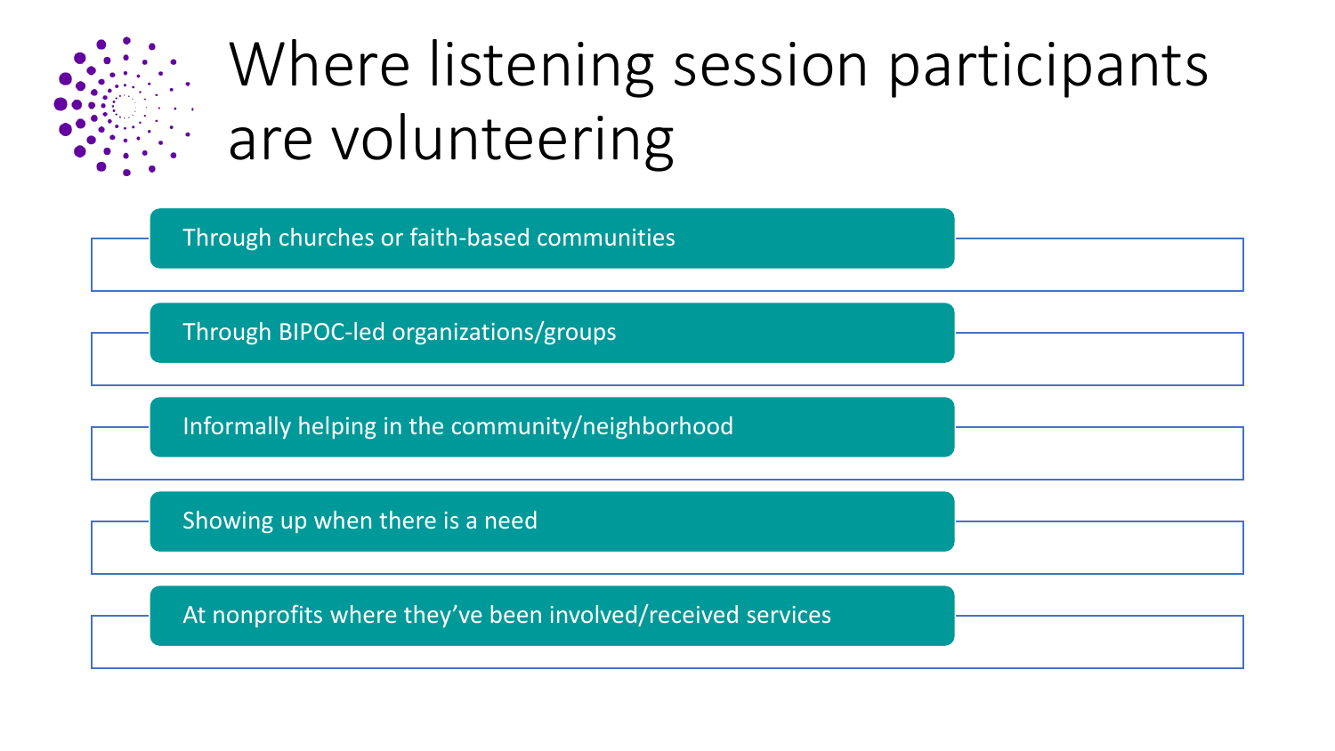# Where listening session participants are volunteering

- Through churches or faith-based communities
- Through BIPOC-led organizations/groups
- Informally helping in the community/neighborhood
- Showing up when there is a need
- At nonprofits where they've been involved/received services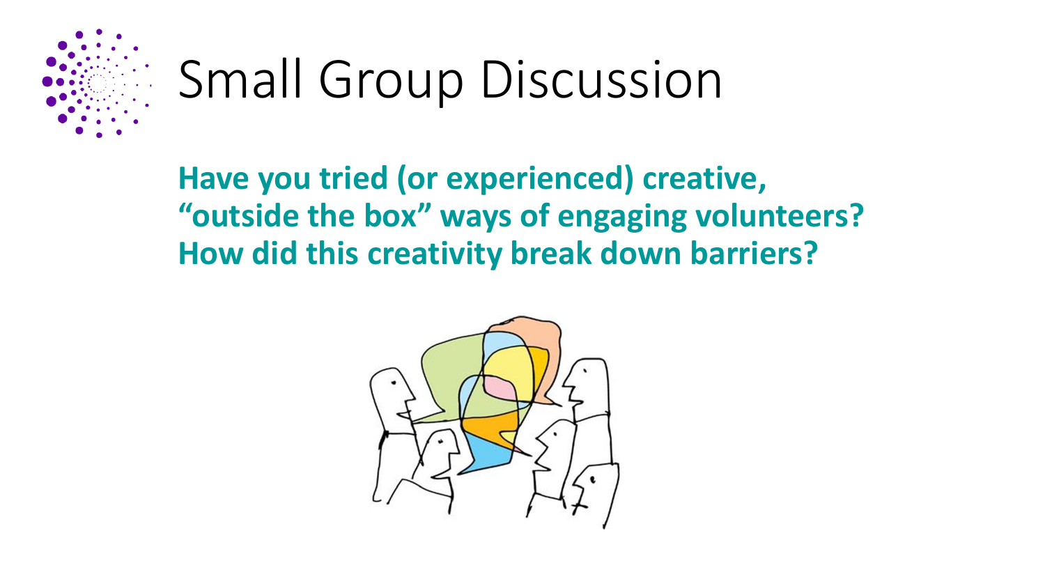# Small Group Discussion

**Have you tried (or experienced) creative, "outside the box" ways of engaging volunteers? How did this creativity break down barriers?**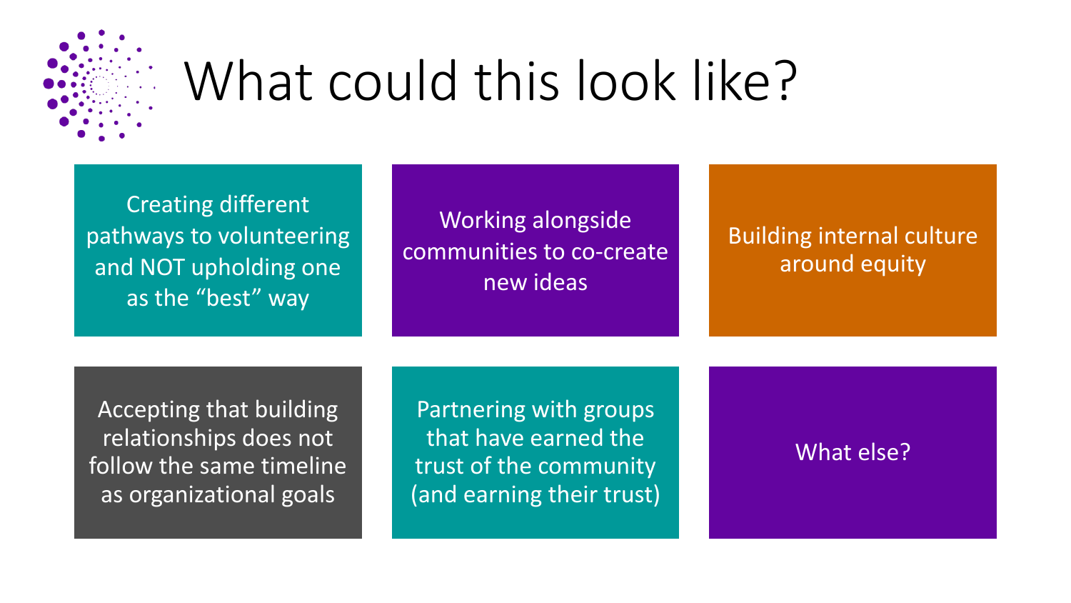# What could this look like?

- Creating different pathways to volunteering and NOT upholding one as the "best" way
- Working alongside communities to co-create new ideas
- Building internal culture around equity
- Accepting that building relationships does not follow the same timeline as organizational goals
- Partnering with groups that have earned the trust of the community (and earning their trust)
- What else?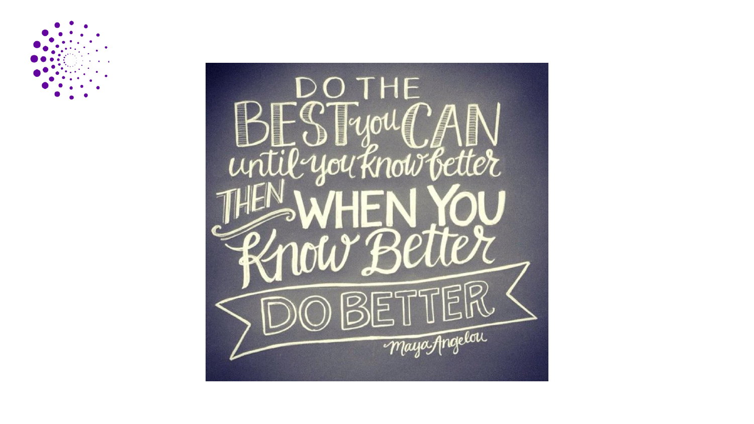DO THE BEST you CAN until you know better THEN WHEN YOU Know Better DO BETTER

Maya Angelou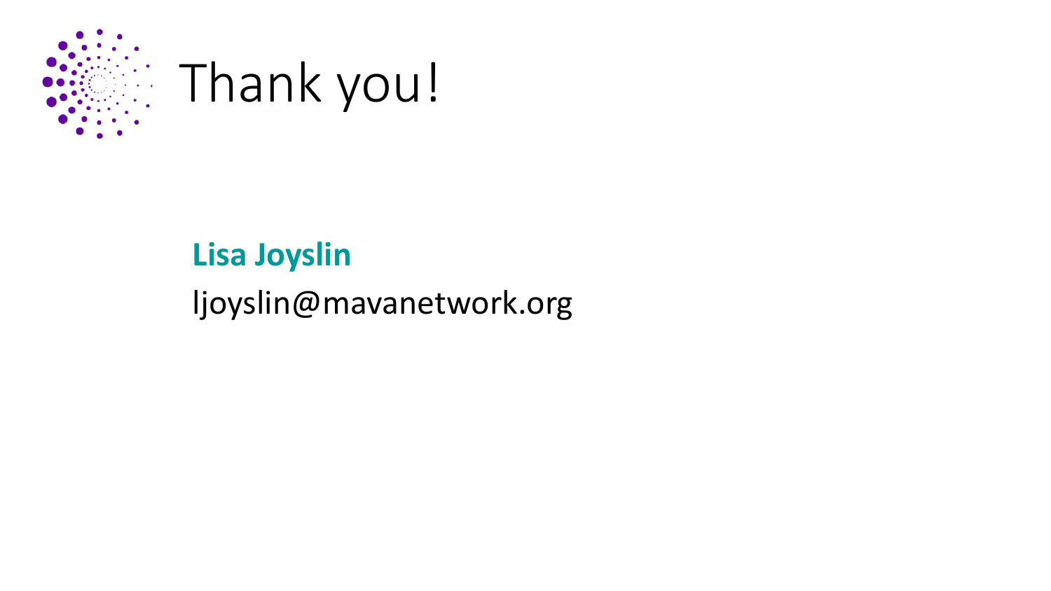# Thank you!

**Lisa Joyslin**

ljoyslin@mavanetwork.org